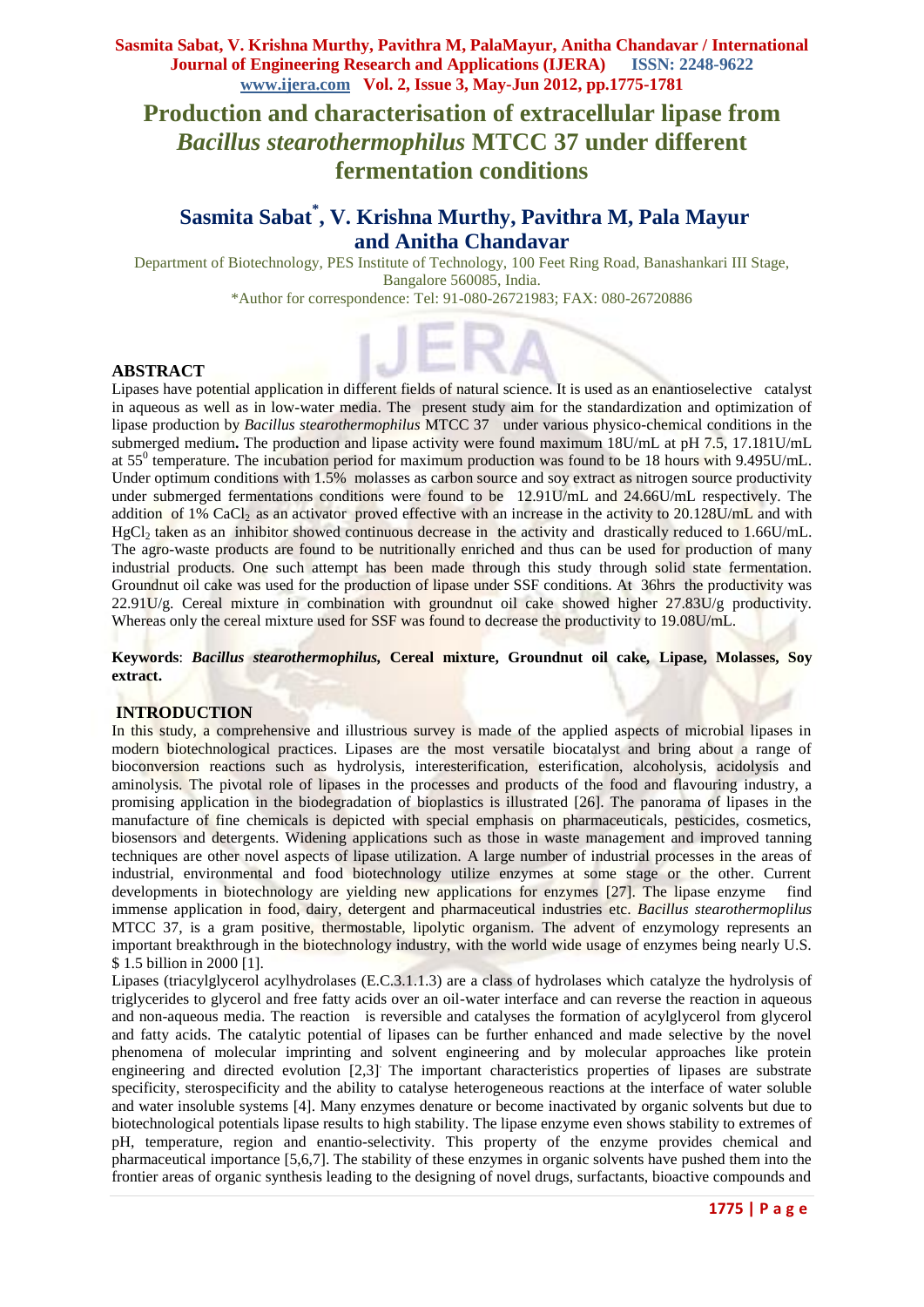# Production and characterisation of extracellular lipase from *Bacillus stearothermophilus* MTCC 37 under different fermentation conditions

## Sasmita Sabat[*], V. Krishna Murthy, Pavithra M, Pala Mayur and Anitha Chandavar

Department of Biotechnology, PES Institute of Technology, 100 Feet Ring Road, Banashankari III Stage, Bangalore 560085, India.
*Author for correspondence: Tel: 91-080-26721983; FAX: 080-26720886

## ABSTRACT

Lipases have potential application in different fields of natural science. It is used as an enantioselective catalyst in aqueous as well as in low-water media. The present study aim for the standardization and optimization of lipase production by *Bacillus stearothermophilus* MTCC 37 under various physico-chemical conditions in the submerged medium**.** The production and lipase activity were found maximum 18U/mL at pH 7.5, 17.181U/mL at 55$^0$ temperature. The incubation period for maximum production was found to be 18 hours with 9.495U/mL. Under optimum conditions with 1.5% molasses as carbon source and soy extract as nitrogen source productivity under submerged fermentations conditions were found to be 12.91U/mL and 24.66U/mL respectively. The addition of 1% $CaCl_2$ as an activator proved effective with an increase in the activity to 20.128U/mL and with $HgCl_2$ taken as an inhibitor showed continuous decrease in the activity and drastically reduced to 1.66U/mL. The agro-waste products are found to be nutritionally enriched and thus can be used for production of many industrial products. One such attempt has been made through this study through solid state fermentation. Groundnut oil cake was used for the production of lipase under SSF conditions. At 36hrs the productivity was 22.91U/g. Cereal mixture in combination with groundnut oil cake showed higher 27.83U/g productivity. Whereas only the cereal mixture used for SSF was found to decrease the productivity to 19.08U/mL.

**Keywords**: ***Bacillus stearothermophilus,*** **Cereal mixture, Groundnut oil cake, Lipase, Molasses, Soy extract.**

## INTRODUCTION

In this study, a comprehensive and illustrious survey is made of the applied aspects of microbial lipases in modern biotechnological practices. Lipases are the most versatile biocatalyst and bring about a range of bioconversion reactions such as hydrolysis, interesterification, esterification, alcoholysis, acidolysis and aminolysis. The pivotal role of lipases in the processes and products of the food and flavouring industry, a promising application in the biodegradation of bioplastics is illustrated [26]. The panorama of lipases in the manufacture of fine chemicals is depicted with special emphasis on pharmaceuticals, pesticides, cosmetics, biosensors and detergents. Widening applications such as those in waste management and improved tanning techniques are other novel aspects of lipase utilization. A large number of industrial processes in the areas of industrial, environmental and food biotechnology utilize enzymes at some stage or the other. Current developments in biotechnology are yielding new applications for enzymes [27]. The lipase enzyme find immense application in food, dairy, detergent and pharmaceutical industries etc. *Bacillus stearothermoplilus* MTCC 37, is a gram positive, thermostable, lipolytic organism. The advent of enzymology represents an important breakthrough in the biotechnology industry, with the world wide usage of enzymes being nearly U.S. $ 1.5 billion in 2000 [1].

Lipases (triacylglycerol acylhydrolases (E.C.3.1.1.3) are a class of hydrolases which catalyze the hydrolysis of triglycerides to glycerol and free fatty acids over an oil-water interface and can reverse the reaction in aqueous and non-aqueous media. The reaction is reversible and catalyses the formation of acylglycerol from glycerol and fatty acids. The catalytic potential of lipases can be further enhanced and made selective by the novel phenomena of molecular imprinting and solvent engineering and by molecular approaches like protein engineering and directed evolution [2,3]. The important characteristics properties of lipases are substrate specificity, sterospecificity and the ability to catalyse heterogeneous reactions at the interface of water soluble and water insoluble systems [4]. Many enzymes denature or become inactivated by organic solvents but due to biotechnological potentials lipase results to high stability. The lipase enzyme even shows stability to extremes of pH, temperature, region and enantio-selectivity. This property of the enzyme provides chemical and pharmaceutical importance [5,6,7]. The stability of these enzymes in organic solvents have pushed them into the frontier areas of organic synthesis leading to the designing of novel drugs, surfactants, bioactive compounds and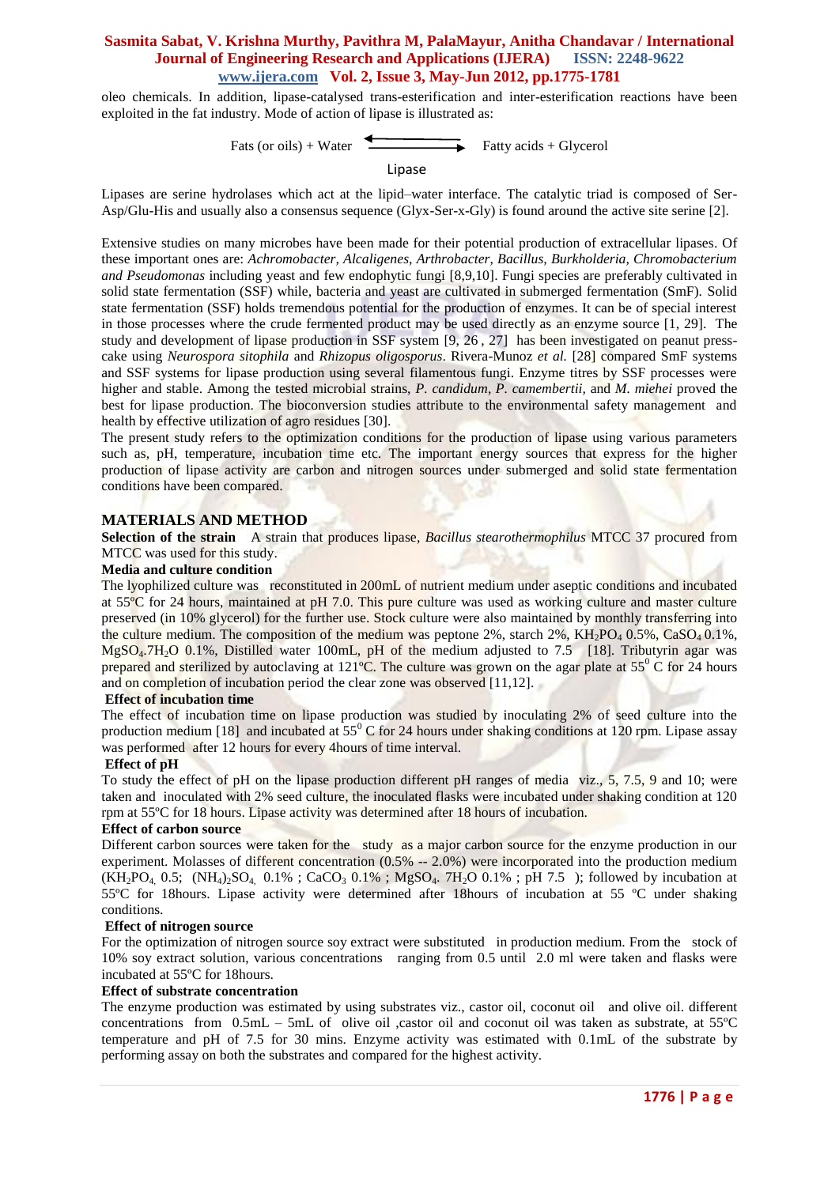oleo chemicals. In addition, lipase-catalysed trans-esterification and inter-esterification reactions have been exploited in the fat industry. Mode of action of lipase is illustrated as:

$$\text{Fats (or oils) + Water} \underset{\text{Lipase}}{\rightleftharpoons} \text{Fatty acids + Glycerol}$$

Lipases are serine hydrolases which act at the lipid–water interface. The catalytic triad is composed of Ser-Asp/Glu-His and usually also a consensus sequence (Glyx-Ser-x-Gly) is found around the active site serine [2].

Extensive studies on many microbes have been made for their potential production of extracellular lipases. Of these important ones are: *Achromobacter, Alcaligenes, Arthrobacter, Bacillus, Burkholderia, Chromobacterium and Pseudomonas* including yeast and few endophytic fungi [8,9,10]. Fungi species are preferably cultivated in solid state fermentation (SSF) while, bacteria and yeast are cultivated in submerged fermentation (SmF). Solid state fermentation (SSF) holds tremendous potential for the production of enzymes. It can be of special interest in those processes where the crude fermented product may be used directly as an enzyme source [1, 29]. The study and development of lipase production in SSF system [9, 26 , 27] has been investigated on peanut press-cake using *Neurospora sitophila* and *Rhizopus oligosporus*. Rivera-Munoz *et al.* [28] compared SmF systems and SSF systems for lipase production using several filamentous fungi. Enzyme titres by SSF processes were higher and stable. Among the tested microbial strains, *P. candidum*, *P. camembertii,* and *M. miehei* proved the best for lipase production. The bioconversion studies attribute to the environmental safety management and health by effective utilization of agro residues [30].
The present study refers to the optimization conditions for the production of lipase using various parameters such as, pH, temperature, incubation time etc. The important energy sources that express for the higher production of lipase activity are carbon and nitrogen sources under submerged and solid state fermentation conditions have been compared.

## MATERIALS AND METHOD

**Selection of the strain** A strain that produces lipase, *Bacillus stearothermophilus* MTCC 37 procured from MTCC was used for this study.

**Media and culture condition**

The lyophilized culture was reconstituted in 200mL of nutrient medium under aseptic conditions and incubated at 55ºC for 24 hours, maintained at pH 7.0. This pure culture was used as working culture and master culture preserved (in 10% glycerol) for the further use. Stock culture were also maintained by monthly transferring into the culture medium. The composition of the medium was peptone 2%, starch 2%, $KH_2PO_4$ 0.5%, $CaSO_4$ 0.1%, $MgSO_4.7H_2O$ 0.1%, Distilled water 100mL, pH of the medium adjusted to 7.5 [18]. Tributyrin agar was prepared and sterilized by autoclaving at 121ºC. The culture was grown on the agar plate at $55^0$ C for 24 hours and on completion of incubation period the clear zone was observed [11,12].

**Effect of incubation time**

The effect of incubation time on lipase production was studied by inoculating 2% of seed culture into the production medium [18] and incubated at $55^0$ C for 24 hours under shaking conditions at 120 rpm. Lipase assay was performed after 12 hours for every 4hours of time interval.

**Effect of pH**

To study the effect of pH on the lipase production different pH ranges of media viz., 5, 7.5, 9 and 10; were taken and inoculated with 2% seed culture, the inoculated flasks were incubated under shaking condition at 120 rpm at 55ºC for 18 hours. Lipase activity was determined after 18 hours of incubation.

**Effect of carbon source**

Different carbon sources were taken for the study as a major carbon source for the enzyme production in our experiment. Molasses of different concentration (0.5% -- 2.0%) were incorporated into the production medium ($KH_2PO_4$ 0.5; $(NH_4)_2SO_4$ 0.1% ; $CaCO_3$ 0.1% ; $MgSO_4$. $7H_2O$ 0.1% ; pH 7.5 ); followed by incubation at 55ºC for 18hours. Lipase activity were determined after 18hours of incubation at 55 ºC under shaking conditions.

**Effect of nitrogen source**

For the optimization of nitrogen source soy extract were substituted in production medium. From the stock of 10% soy extract solution, various concentrations ranging from 0.5 until 2.0 ml were taken and flasks were incubated at 55ºC for 18hours.

**Effect of substrate concentration**

The enzyme production was estimated by using substrates viz., castor oil, coconut oil and olive oil. different concentrations from 0.5mL – 5mL of olive oil ,castor oil and coconut oil was taken as substrate, at 55ºC temperature and pH of 7.5 for 30 mins. Enzyme activity was estimated with 0.1mL of the substrate by performing assay on both the substrates and compared for the highest activity.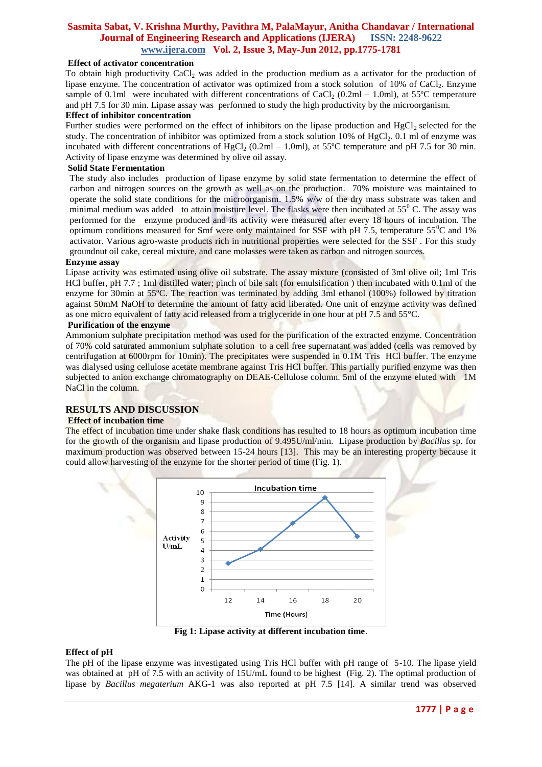**Effect of activator concentration**

To obtain high productivity $CaCl_2$ was added in the production medium as a activator for the production of lipase enzyme. The concentration of activator was optimized from a stock solution of 10% of $CaCl_2$. Enzyme sample of 0.1ml were incubated with different concentrations of $CaCl_2$ (0.2ml – 1.0ml), at 55ºC temperature and pH 7.5 for 30 min. Lipase assay was performed to study the high productivity by the microorganism.

**Effect of inhibitor concentration**

Further studies were performed on the effect of inhibitors on the lipase production and $HgCl_2$ selected for the study. The concentration of inhibitor was optimized from a stock solution 10% of $HgCl_2$. 0.1 ml of enzyme was incubated with different concentrations of $HgCl_2$ (0.2ml – 1.0ml), at 55ºC temperature and pH 7.5 for 30 min. Activity of lipase enzyme was determined by olive oil assay.

**Solid State Fermentation**

The study also includes production of lipase enzyme by solid state fermentation to determine the effect of carbon and nitrogen sources on the growth as well as on the production. 70% moisture was maintained to operate the solid state conditions for the microorganism. 1.5% w/w of the dry mass substrate was taken and minimal medium was added to attain moisture level. The flasks were then incubated at $55^0$ C. The assay was performed for the enzyme produced and its activity were measured after every 18 hours of incubation. The optimum conditions measured for Smf were only maintained for SSF with pH 7.5, temperature $55^0$C and 1% activator. Various agro-waste products rich in nutritional properties were selected for the SSF . For this study groundnut oil cake, cereal mixture, and cane molasses were taken as carbon and nitrogen sources.

**Enzyme assay**

Lipase activity was estimated using olive oil substrate. The assay mixture (consisted of 3ml olive oil; 1ml Tris HCl buffer, pH 7.7 ; 1ml distilled water; pinch of bile salt (for emulsification ) then incubated with 0.1ml of the enzyme for 30min at 55ºC. The reaction was terminated by adding 3ml ethanol (100%) followed by titration against 50mM NaOH to determine the amount of fatty acid liberated. One unit of enzyme activity was defined as one micro equivalent of fatty acid released from a triglyceride in one hour at pH 7.5 and 55°C.

**Purification of the enzyme**

Ammonium sulphate precipitation method was used for the purification of the extracted enzyme. Concentration of 70% cold saturated ammonium sulphate solution to a cell free supernatant was added (cells was removed by centrifugation at 6000rpm for 10min). The precipitates were suspended in 0.1M Tris HCl buffer. The enzyme was dialysed using cellulose acetate membrane against Tris HCl buffer. This partially purified enzyme was then subjected to anion exchange chromatography on DEAE-Cellulose column. 5ml of the enzyme eluted with 1M NaCl in the column.

## RESULTS AND DISCUSSION

**Effect of incubation time**

The effect of incubation time under shake flask conditions has resulted to 18 hours as optimum incubation time for the growth of the organism and lipase production of 9.495U/ml/min. Lipase production by *Bacillus* sp. for maximum production was observed between 15-24 hours [13]. This may be an interesting property because it could allow harvesting of the enzyme for the shorter period of time (Fig. 1).

**Fig 1: Lipase activity at different incubation time**.

**Effect of pH**

The pH of the lipase enzyme was investigated using Tris HCl buffer with pH range of 5-10. The lipase yield was obtained at pH of 7.5 with an activity of 15U/mL found to be highest (Fig. 2). The optimal production of lipase by *Bacillus megaterium* AKG-1 was also reported at pH 7.5 [14]. A similar trend was observed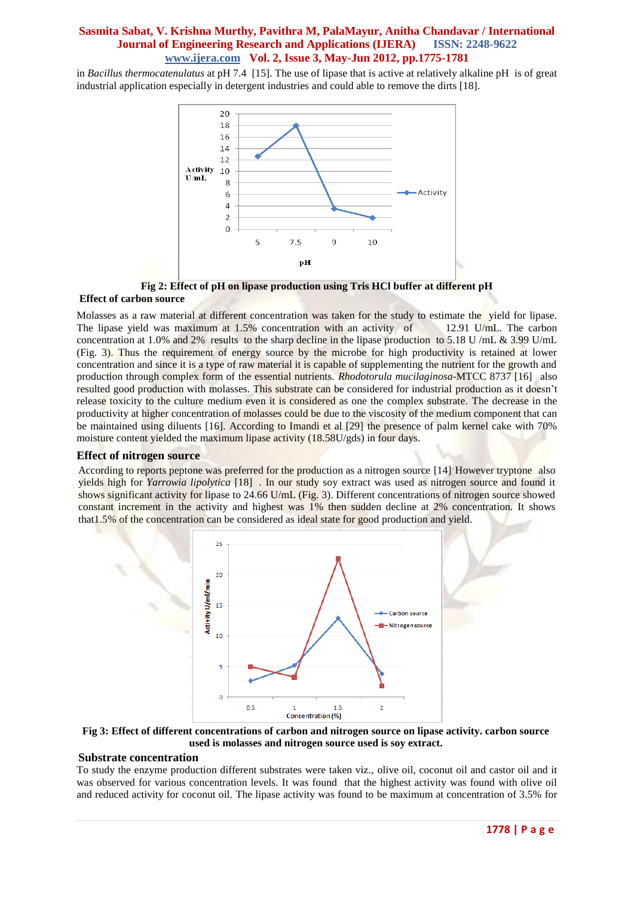in *Bacillus thermocatenulatus* at pH 7.4 [15]. The use of lipase that is active at relatively alkaline pH is of great industrial application especially in detergent industries and could able to remove the dirts [18].

**Fig 2: Effect of pH on lipase production using Tris HCl buffer at different pH**

### Effect of carbon source

Molasses as a raw material at different concentration was taken for the study to estimate the yield for lipase. The lipase yield was maximum at 1.5% concentration with an activity of 12.91 U/mL. The carbon concentration at 1.0% and 2% results to the sharp decline in the lipase production to 5.18 U /mL & 3.99 U/mL (Fig. 3). Thus the requirement of energy source by the microbe for high productivity is retained at lower concentration and since it is a type of raw material it is capable of supplementing the nutrient for the growth and production through complex form of the essential nutrients. *Rhodotorula mucilaginosa*-MTCC 8737 [16] also resulted good production with molasses. This substrate can be considered for industrial production as it doesn't release toxicity to the culture medium even it is considered as one the complex substrate. The decrease in the productivity at higher concentration of molasses could be due to the viscosity of the medium component that can be maintained using diluents [16]. According to Imandi et al [29] the presence of palm kernel cake with 70% moisture content yielded the maximum lipase activity (18.58U/gds) in four days.

### Effect of nitrogen source

According to reports peptone was preferred for the production as a nitrogen source [14]. However tryptone also yields high for *Yarrowia lipolytica* [18] . In our study soy extract was used as nitrogen source and found it shows significant activity for lipase to 24.66 U/mL (Fig. 3). Different concentrations of nitrogen source showed constant increment in the activity and highest was 1% then sudden decline at 2% concentration. It shows that1.5% of the concentration can be considered as ideal state for good production and yield.

**Fig 3: Effect of different concentrations of carbon and nitrogen source on lipase activity. carbon source used is molasses and nitrogen source used is soy extract.**

### Substrate concentration

To study the enzyme production different substrates were taken viz., olive oil, coconut oil and castor oil and it was observed for various concentration levels. It was found that the highest activity was found with olive oil and reduced activity for coconut oil. The lipase activity was found to be maximum at concentration of 3.5% for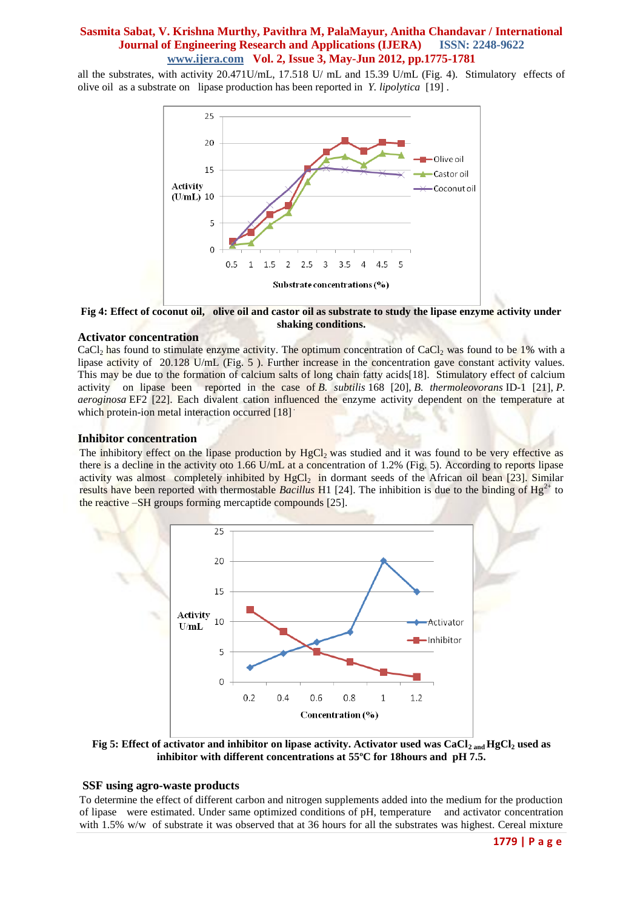all the substrates, with activity 20.471U/mL, 17.518 U/ mL and 15.39 U/mL (Fig. 4). Stimulatory effects of olive oil as a substrate on lipase production has been reported in *Y. lipolytica* [19] .

**Fig 4: Effect of coconut oil, olive oil and castor oil as substrate to study the lipase enzyme activity under shaking conditions.**

### Activator concentration

$CaCl_2$ has found to stimulate enzyme activity. The optimum concentration of $CaCl_2$ was found to be 1% with a lipase activity of 20.128 U/mL (Fig. 5 ). Further increase in the concentration gave constant activity values. This may be due to the formation of calcium salts of long chain fatty acids[18]. Stimulatory effect of calcium activity on lipase been reported in the case of *B. subtilis* 168 [20], *B. thermoleovorans* ID-1 [21], *P. aeroginosa* EF2 [22]. Each divalent cation influenced the enzyme activity dependent on the temperature at which protein-ion metal interaction occurred [18]

### Inhibitor concentration

The inhibitory effect on the lipase production by $HgCl_2$ was studied and it was found to be very effective as there is a decline in the activity oto 1.66 U/mL at a concentration of 1.2% (Fig. 5). According to reports lipase activity was almost completely inhibited by $HgCl_2$ in dormant seeds of the African oil bean [23]. Similar results have been reported with thermostable *Bacillus* H1 [24]. The inhibition is due to the binding of $Hg^{2+}$ to the reactive –SH groups forming mercaptide compounds [25].

**Fig 5: Effect of activator and inhibitor on lipase activity. Activator used was $CaCl_2$ and $HgCl_2$ used as inhibitor with different concentrations at 55ºC for 18hours and pH 7.5.**

### SSF using agro-waste products

To determine the effect of different carbon and nitrogen supplements added into the medium for the production of lipase were estimated. Under same optimized conditions of pH, temperature and activator concentration with 1.5% w/w of substrate it was observed that at 36 hours for all the substrates was highest. Cereal mixture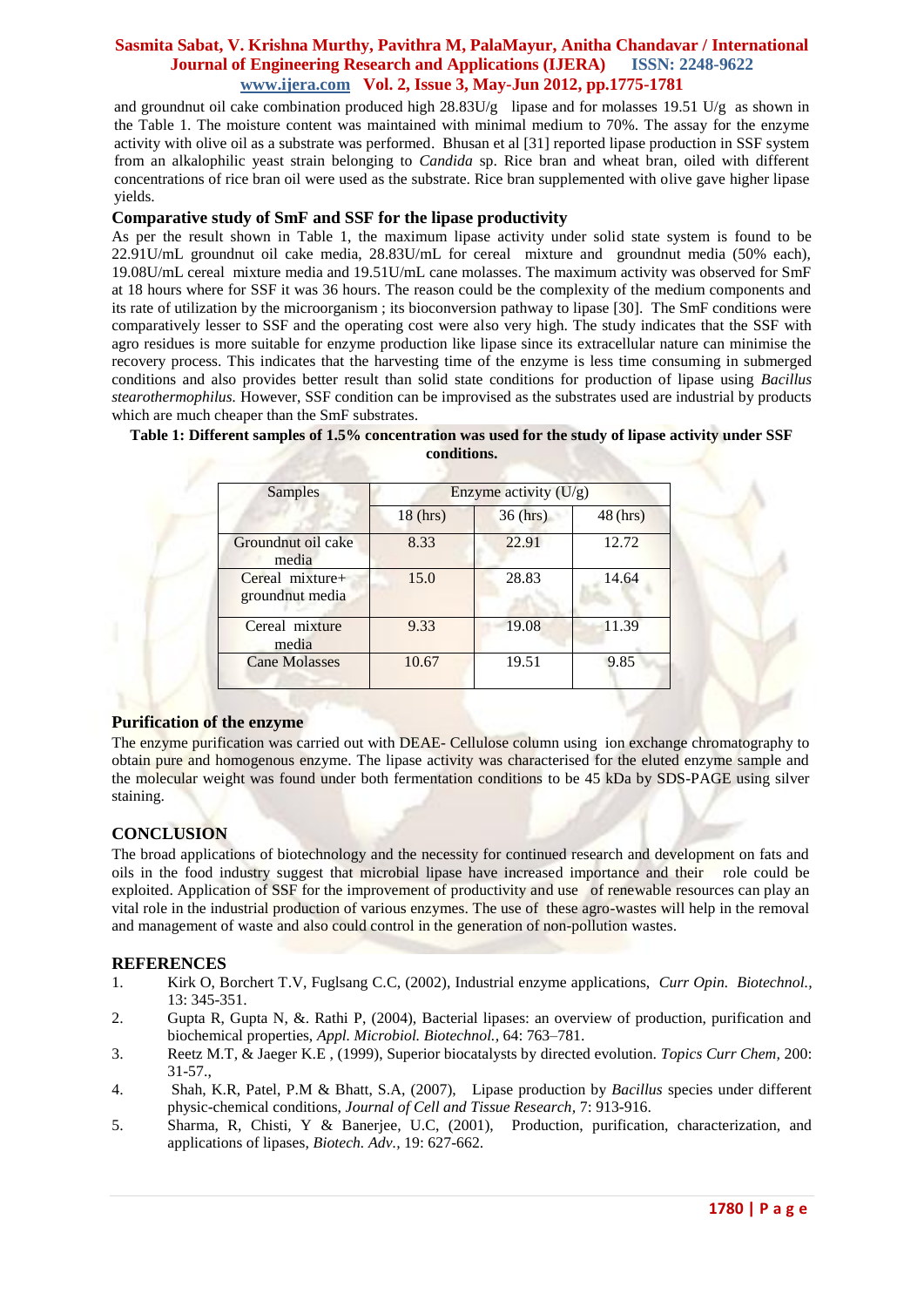and groundnut oil cake combination produced high 28.83U/g lipase and for molasses 19.51 U/g as shown in the Table 1. The moisture content was maintained with minimal medium to 70%. The assay for the enzyme activity with olive oil as a substrate was performed. Bhusan et al [31] reported lipase production in SSF system from an alkalophilic yeast strain belonging to *Candida* sp. Rice bran and wheat bran, oiled with different concentrations of rice bran oil were used as the substrate. Rice bran supplemented with olive gave higher lipase yields.

### Comparative study of SmF and SSF for the lipase productivity

As per the result shown in Table 1, the maximum lipase activity under solid state system is found to be 22.91U/mL groundnut oil cake media, 28.83U/mL for cereal mixture and groundnut media (50% each), 19.08U/mL cereal mixture media and 19.51U/mL cane molasses. The maximum activity was observed for SmF at 18 hours where for SSF it was 36 hours. The reason could be the complexity of the medium components and its rate of utilization by the microorganism ; its bioconversion pathway to lipase [30]. The SmF conditions were comparatively lesser to SSF and the operating cost were also very high. The study indicates that the SSF with agro residues is more suitable for enzyme production like lipase since its extracellular nature can minimise the recovery process. This indicates that the harvesting time of the enzyme is less time consuming in submerged conditions and also provides better result than solid state conditions for production of lipase using *Bacillus stearothermophilus.* However, SSF condition can be improvised as the substrates used are industrial by products which are much cheaper than the SmF substrates.

**Table 1: Different samples of 1.5% concentration was used for the study of lipase activity under SSF conditions.**

| Samples | Enzyme activity (U/g) | | |
|---|---|---|---|
| | 18 (hrs) | 36 (hrs) | 48 (hrs) |
| Groundnut oil cake media | 8.33 | 22.91 | 12.72 |
| Cereal mixture+ groundnut media | 15.0 | 28.83 | 14.64 |
| Cereal mixture media | 9.33 | 19.08 | 11.39 |
| Cane Molasses | 10.67 | 19.51 | 9.85 |

### Purification of the enzyme

The enzyme purification was carried out with DEAE- Cellulose column using ion exchange chromatography to obtain pure and homogenous enzyme. The lipase activity was characterised for the eluted enzyme sample and the molecular weight was found under both fermentation conditions to be 45 kDa by SDS-PAGE using silver staining.

## CONCLUSION

The broad applications of biotechnology and the necessity for continued research and development on fats and oils in the food industry suggest that microbial lipase have increased importance and their role could be exploited. Application of SSF for the improvement of productivity and use of renewable resources can play an vital role in the industrial production of various enzymes. The use of these agro-wastes will help in the removal and management of waste and also could control in the generation of non-pollution wastes.

## REFERENCES

1. Kirk O, Borchert T.V, Fuglsang C.C, (2002), Industrial enzyme applications, *Curr Opin. Biotechnol.,* 13: 345-351.
2. Gupta R, Gupta N, &. Rathi P, (2004), Bacterial lipases: an overview of production, purification and biochemical properties, *Appl. Microbiol. Biotechnol.,* 64: 763–781.
3. Reetz M.T, & Jaeger K.E , (1999), Superior biocatalysts by directed evolution. *Topics Curr Chem,* 200: 31-57.,
4. Shah, K.R, Patel, P.M & Bhatt, S.A, (2007), Lipase production by *Bacillus* species under different physic-chemical conditions, *Journal of Cell and Tissue Research,* 7: 913-916.
5. Sharma, R, Chisti, Y & Banerjee, U.C, (2001), Production, purification, characterization, and applications of lipases, *Biotech. Adv.,* 19: 627-662.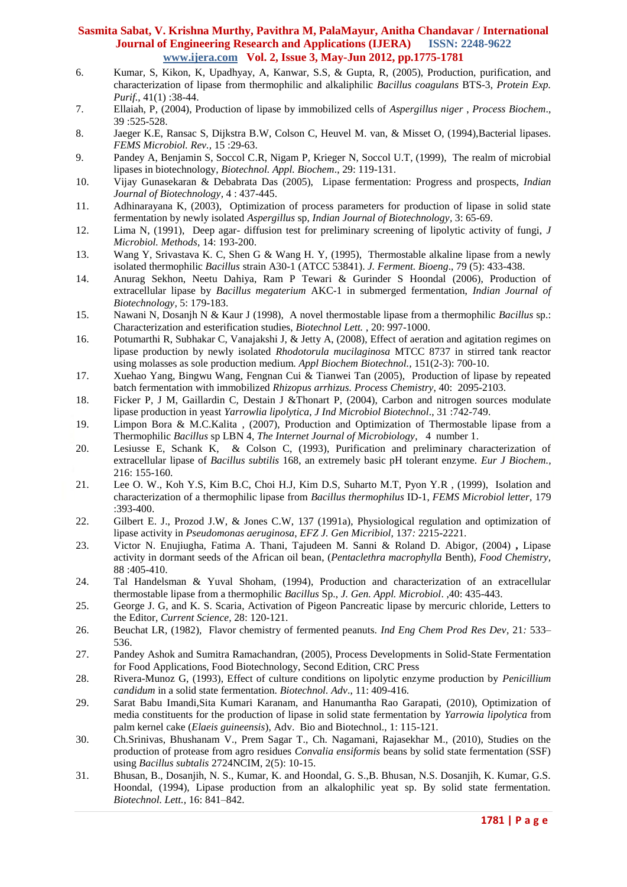6. Kumar, S, Kikon, K, Upadhyay, A, Kanwar, S.S, & Gupta, R, (2005), Production, purification, and characterization of lipase from thermophilic and alkaliphilic *Bacillus coagulans* BTS-3, *Protein Exp. Purif.*, 41(1) :38-44.
7. Ellaiah, P, (2004), Production of lipase by immobilized cells of *Aspergillus niger* , *Process Biochem*., 39 :525-528.
8. Jaeger K.E, Ransac S, Dijkstra B.W, Colson C, Heuvel M. van, & Misset O, (1994),Bacterial lipases. *FEMS Microbiol. Rev.*, 15 :29-63.
9. Pandey A, Benjamin S, Soccol C.R, Nigam P, Krieger N, Soccol U.T, (1999), The realm of microbial lipases in biotechnology, *Biotechnol. Appl. Biochem*., 29: 119-131.
10. Vijay Gunasekaran & Debabrata Das (2005), Lipase fermentation: Progress and prospects, *Indian Journal of Biotechnology*, 4 : 437-445.
11. Adhinarayana K, (2003), Optimization of process parameters for production of lipase in solid state fermentation by newly isolated *Aspergillus* sp, *Indian Journal of Biotechnology*, 3: 65-69.
12. Lima N, (1991), Deep agar- diffusion test for preliminary screening of lipolytic activity of fungi, *J Microbiol. Methods*, 14: 193-200.
13. Wang Y, Srivastava K. C, Shen G & Wang H. Y, (1995), Thermostable alkaline lipase from a newly isolated thermophilic *Bacillus* strain A30-1 (ATCC 53841). *J. Ferment. Bioeng*., 79 (5): 433-438.
14. Anurag Sekhon, Neetu Dahiya, Ram P Tewari & Gurinder S Hoondal (2006), Production of extracellular lipase by *Bacillus megaterium* AKC-1 in submerged fermentation, *Indian Journal of Biotechnology*, 5: 179-183.
15. Nawani N, Dosanjh N & Kaur J (1998), A novel thermostable lipase from a thermophilic *Bacillus* sp.: Characterization and esterification studies, *Biotechnol Lett.* , 20: 997-1000.
16. Potumarthi R, Subhakar C, Vanajakshi J, & Jetty A, (2008), Effect of aeration and agitation regimes on lipase production by newly isolated *Rhodotorula mucilaginosa* MTCC 8737 in stirred tank reactor using molasses as sole production medium. *Appl Biochem Biotechnol.*, 151(2-3): 700-10.
17. Xuehao Yang, Bingwu Wang, Fengnan Cui & Tianwei Tan (2005), Production of lipase by repeated batch fermentation with immobilized *Rhizopus arrhizus. Process Chemistry*, 40: 2095-2103.
18. Ficker P, J M, Gaillardin C, Destain J &Thonart P, (2004), Carbon and nitrogen sources modulate lipase production in yeast *Yarrowlia lipolytica*, *J Ind Microbiol Biotechnol*., 31 :742-749.
19. Limpon Bora & M.C.Kalita , (2007), Production and Optimization of Thermostable lipase from a Thermophilic *Bacillus* sp LBN 4, *The Internet Journal of Microbiology*, 4 number 1.
20. Lesiusse E, Schank K, & Colson C, (1993), Purification and preliminary characterization of extracellular lipase of *Bacillus subtilis* 168, an extremely basic pH tolerant enzyme. *Eur J Biochem.*, 216: 155-160.
21. Lee O. W., Koh Y.S, Kim B.C, Choi H.J, Kim D.S, Suharto M.T, Pyon Y.R , (1999), Isolation and characterization of a thermophilic lipase from *Bacillus thermophilus* ID-1, *FEMS Microbiol letter*, 179 :393-400.
22. Gilbert E. J., Prozod J.W, & Jones C.W, 137 (1991a), Physiological regulation and optimization of lipase activity in *Pseudomonas aeruginosa*, *EFZ J. Gen Micribiol*, 137*:* 2215-2221.
23. Victor N. Enujiugha, Fatima A. Thani, Tajudeen M. Sanni & Roland D. Abigor, (2004) **,** Lipase activity in dormant seeds of the African oil bean, (*Pentaclethra macrophylla* Benth), *Food Chemistry*, 88 :405-410.
24. Tal Handelsman & Yuval Shoham, (1994), Production and characterization of an extracellular thermostable lipase from a thermophilic *Bacillus* Sp., *J. Gen. Appl. Microbiol*. ,40: 435-443.
25. George J. G, and K. S. Scaria, Activation of Pigeon Pancreatic lipase by mercuric chloride, Letters to the Editor, *Current Science*, 28: 120-121.
26. Beuchat LR, (1982), Flavor chemistry of fermented peanuts. *Ind Eng Chem Prod Res Dev*, 21*:* 533–536.
27. Pandey Ashok and Sumitra Ramachandran, (2005), Process Developments in Solid-State Fermentation for Food Applications, Food Biotechnology, Second Edition, CRC Press
28. Rivera-Munoz G, (1993), Effect of culture conditions on lipolytic enzyme production by *Penicillium candidum* in a solid state fermentation. *Biotechnol. Adv*., 11: 409-416.
29. Sarat Babu Imandi,Sita Kumari Karanam, and Hanumantha Rao Garapati, (2010), Optimization of media constituents for the production of lipase in solid state fermentation by *Yarrowia lipolytica* from palm kernel cake (*Elaeis guineensis*), Adv. Bio and Biotechnol., 1: 115-121.
30. Ch.Srinivas, Bhushanam V., Prem Sagar T., Ch. Nagamani, Rajasekhar M., (2010), Studies on the production of protease from agro residues *Convalia ensiformis* beans by solid state fermentation (SSF) using *Bacillus subtalis* 2724NCIM, 2(5): 10-15.
31. Bhusan, B., Dosanjih, N. S., Kumar, K. and Hoondal, G. S.,B. Bhusan, N.S. Dosanjih, K. Kumar, G.S. Hoondal, (1994), Lipase production from an alkalophilic yeat sp. By solid state fermentation. *Biotechnol. Lett.*, 16: 841–842.